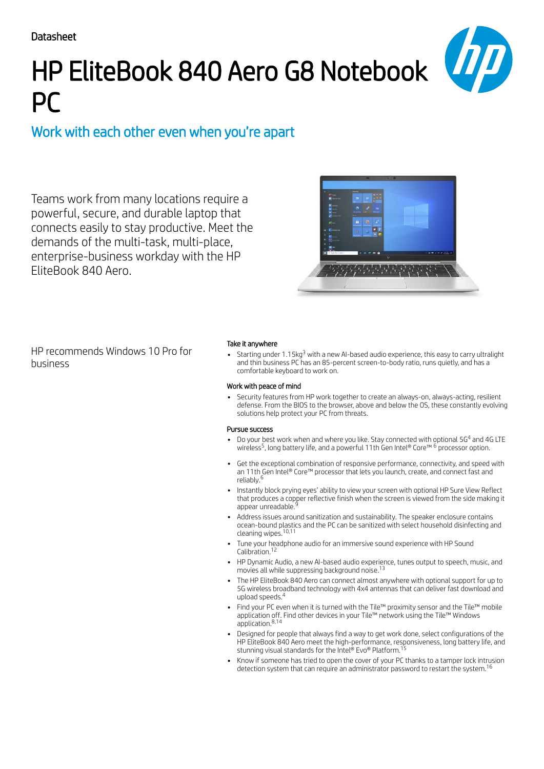Datasheet

# HP EliteBook 840 Aero G8 Notebook PC

## Work with each other even when you're apart

Teams work from many locations require a powerful, secure, and durable laptop that connects easily to stay productive. Meet the demands of the multi-task, multi-place, enterprise-business workday with the HP EliteBook 840 Aero.

HP recommends Windows 10 Pro for business

### Take it anywhere

- Starting under 1.15kg[3] with a new AI-based audio experience, this easy to carry ultralight and thin business PC has an 85-percent screen-to-body ratio, runs quietly, and has a comfortable keyboard to work on.

### Work with peace of mind

- Security features from HP work together to create an always-on, always-acting, resilient defense. From the BIOS to the browser, above and below the OS, these constantly evolving solutions help protect your PC from threats.

### Pursue success

- Do your best work when and where you like. Stay connected with optional 5G[4] and 4G LTE wireless[5], long battery life, and a powerful 11th Gen Intel® Core™ [6] processor option.
- Get the exceptional combination of responsive performance, connectivity, and speed with an 11th Gen Intel® Core™ processor that lets you launch, create, and connect fast and reliably.[6]
- Instantly block prying eyes' ability to view your screen with optional HP Sure View Reflect that produces a copper reflective finish when the screen is viewed from the side making it appear unreadable.[9]
- Address issues around sanitization and sustainability. The speaker enclosure contains ocean-bound plastics and the PC can be sanitized with select household disinfecting and cleaning wipes.[10,11]
- Tune your headphone audio for an immersive sound experience with HP Sound Calibration.[12]
- HP Dynamic Audio, a new AI-based audio experience, tunes output to speech, music, and movies all while suppressing background noise.[13]
- The HP EliteBook 840 Aero can connect almost anywhere with optional support for up to 5G wireless broadband technology with 4x4 antennas that can deliver fast download and upload speeds.[4]
- Find your PC even when it is turned with the Tile™ proximity sensor and the Tile™ mobile application off. Find other devices in your Tile™ network using the Tile™ Windows application.[8,14]
- Designed for people that always find a way to get work done, select configurations of the HP EliteBook 840 Aero meet the high-performance, responsiveness, long battery life, and stunning visual standards for the Intel® Evo® Platform.[15]
- Know if someone has tried to open the cover of your PC thanks to a tamper lock intrusion detection system that can require an administrator password to restart the system.[16]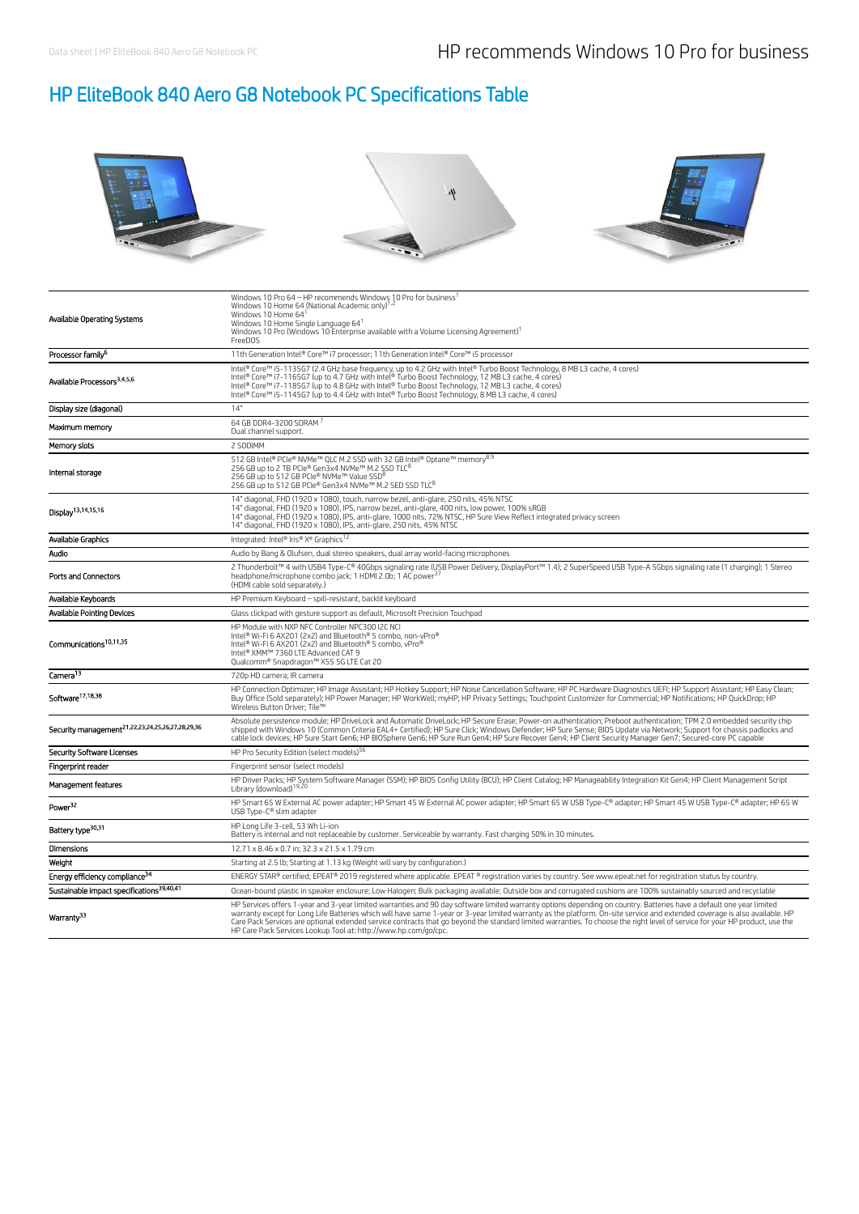HP recommends Windows 10 Pro for business

# HP EliteBook 840 Aero G8 Notebook PC Specifications Table

| | |
|---|---|
| Available Operating Systems | Windows 10 Pro 64 – HP recommends Windows 10 Pro for business[1]<br>Windows 10 Home 64 (National Academic only)[1,2]<br>Windows 10 Home 64[1]<br>Windows 10 Home Single Language 64[1]<br>Windows 10 Pro (Windows 10 Enterprise available with a Volume Licensing Agreement)[1]<br>FreeDOS |
| Processor family[6] | 11th Generation Intel® Core™ i7 processor; 11th Generation Intel® Core™ i5 processor |
| Available Processors[3,4,5,6] | Intel® Core™ i5-1135G7 (2.4 GHz base frequency, up to 4.2 GHz with Intel® Turbo Boost Technology, 8 MB L3 cache, 4 cores)<br>Intel® Core™ i7-1165G7 (up to 4.7 GHz with Intel® Turbo Boost Technology, 12 MB L3 cache, 4 cores)<br>Intel® Core™ i7-1185G7 (up to 4.8 GHz with Intel® Turbo Boost Technology, 12 MB L3 cache, 4 cores)<br>Intel® Core™ i5-1145G7 (up to 4.4 GHz with Intel® Turbo Boost Technology, 8 MB L3 cache, 4 cores) |
| Display size (diagonal) | 14" |
| Maximum memory | 64 GB DDR4-3200 SDRAM[7]<br>Dual channel support. |
| Memory slots | 2 SODIMM |
| Internal storage | 512 GB Intel® PCIe® NVMe™ QLC M.2 SSD with 32 GB Intel® Optane™ memory[8,9]<br>256 GB up to 2 TB PCIe® Gen3x4 NVMe™ M.2 SSD TLC[8]<br>256 GB up to 512 GB PCIe® NVMe™ Value SSD[8]<br>256 GB up to 512 GB PCIe® Gen3x4 NVMe™ M.2 SED SSD TLC[8] |
| Display[13,14,15,16] | 14" diagonal, FHD (1920 x 1080), touch, narrow bezel, anti-glare, 250 nits, 45% NTSC<br>14" diagonal, FHD (1920 x 1080), IPS, narrow bezel, anti-glare, 400 nits, low power, 100% sRGB<br>14" diagonal, FHD (1920 x 1080), IPS, anti-glare, 1000 nits, 72% NTSC, HP Sure View Reflect integrated privacy screen<br>14" diagonal, FHD (1920 x 1080), IPS, anti-glare, 250 nits, 45% NTSC |
| Available Graphics | Integrated: Intel® Iris® Xᵉ Graphics[12] |
| Audio | Audio by Bang & Olufsen, dual stereo speakers, dual array world-facing microphones |
| Ports and Connectors | 2 Thunderbolt™ 4 with USB4 Type-C® 40Gbps signaling rate (USB Power Delivery, DisplayPort™ 1.4); 2 SuperSpeed USB Type-A 5Gbps signaling rate (1 charging); 1 Stereo headphone/microphone combo jack; 1 HDMI 2.0b; 1 AC power[37]<br>(HDMI cable sold separately.) |
| Available Keyboards | HP Premium Keyboard – spill-resistant, backlit keyboard |
| Available Pointing Devices | Glass clickpad with gesture support as default, Microsoft Precision Touchpad |
| Communications[10,11,35] | HP Module with NXP NFC Controller NPC300 I2C NCI<br>Intel® Wi-Fi 6 AX201 (2x2) and Bluetooth® 5 combo, non-vPro®<br>Intel® Wi-Fi 6 AX201 (2x2) and Bluetooth® 5 combo, vPro®<br>Intel® XMM™ 7360 LTE Advanced CAT 9<br>Qualcomm® Snapdragon™ X55 5G LTE Cat 20 |
| Camera[13] | 720p HD camera; IR camera |
| Software[17,18,38] | HP Connection Optimizer; HP Image Assistant; HP Hotkey Support; HP Noise Cancellation Software; HP PC Hardware Diagnostics UEFI; HP Support Assistant; HP Easy Clean; Buy Office (Sold separately); HP Power Manager; HP WorkWell; myHP; HP Privacy Settings; Touchpoint Customizer for Commercial; HP Notifications; HP QuickDrop; HP Wireless Button Driver; Tile™ |
| Security management[21,22,23,24,25,26,27,28,29,36] | Absolute persistence module; HP DriveLock and Automatic DriveLock; HP Secure Erase; Power-on authentication; Preboot authentication; TPM 2.0 embedded security chip shipped with Windows 10 (Common Criteria EAL4+ Certified); HP Sure Click; Windows Defender; HP Sure Sense; BIOS Update via Network; Support for chassis padlocks and cable lock devices; HP Sure Start Gen6; HP BIOSphere Gen6; HP Sure Run Gen4; HP Sure Recover Gen4; HP Client Security Manager Gen7; Secured-core PC capable |
| Security Software Licenses | HP Pro Security Edition (select models)[56] |
| Fingerprint reader | Fingerprint sensor (select models) |
| Management features | HP Driver Packs; HP System Software Manager (SSM); HP BIOS Config Utility (BCU); HP Client Catalog; HP Manageability Integration Kit Gen4; HP Client Management Script Library (download)[19,20] |
| Power[32] | HP Smart 65 W External AC power adapter; HP Smart 45 W External AC power adapter; HP Smart 65 W USB Type-C® adapter; HP Smart 45 W USB Type-C® adapter; HP 65 W USB Type-C® slim adapter |
| Battery type[30,31] | HP Long Life 3-cell, 53 Wh Li-ion<br>Battery is internal and not replaceable by customer. Serviceable by warranty. Fast charging 50% in 30 minutes. |
| Dimensions | 12.71 x 8.46 x 0.7 in; 32.3 x 21.5 x 1.79 cm |
| Weight | Starting at 2.5 lb; Starting at 1.13 kg (Weight will vary by configuration.) |
| Energy efficiency compliance[34] | ENERGY STAR® certified; EPEAT® 2019 registered where applicable. EPEAT ® registration varies by country. See www.epeat.net for registration status by country. |
| Sustainable impact specifications[39,40,41] | Ocean-bound plastic in speaker enclosure; Low Halogen; Bulk packaging available; Outside box and corrugated cushions are 100% sustainably sourced and recyclable |
| Warranty[33] | HP Services offers 1-year and 3-year limited warranties and 90 day software limited warranty options depending on country. Batteries have a default one year limited warranty except for Long Life Batteries which will have same 1-year or 3-year limited warranty as the platform. On-site service and extended coverage is also available. HP Care Pack Services are optional extended service contracts that go beyond the standard limited warranties. To choose the right level of service for your HP product, use the HP Care Pack Services Lookup Tool at: http://www.hp.com/go/cpc. |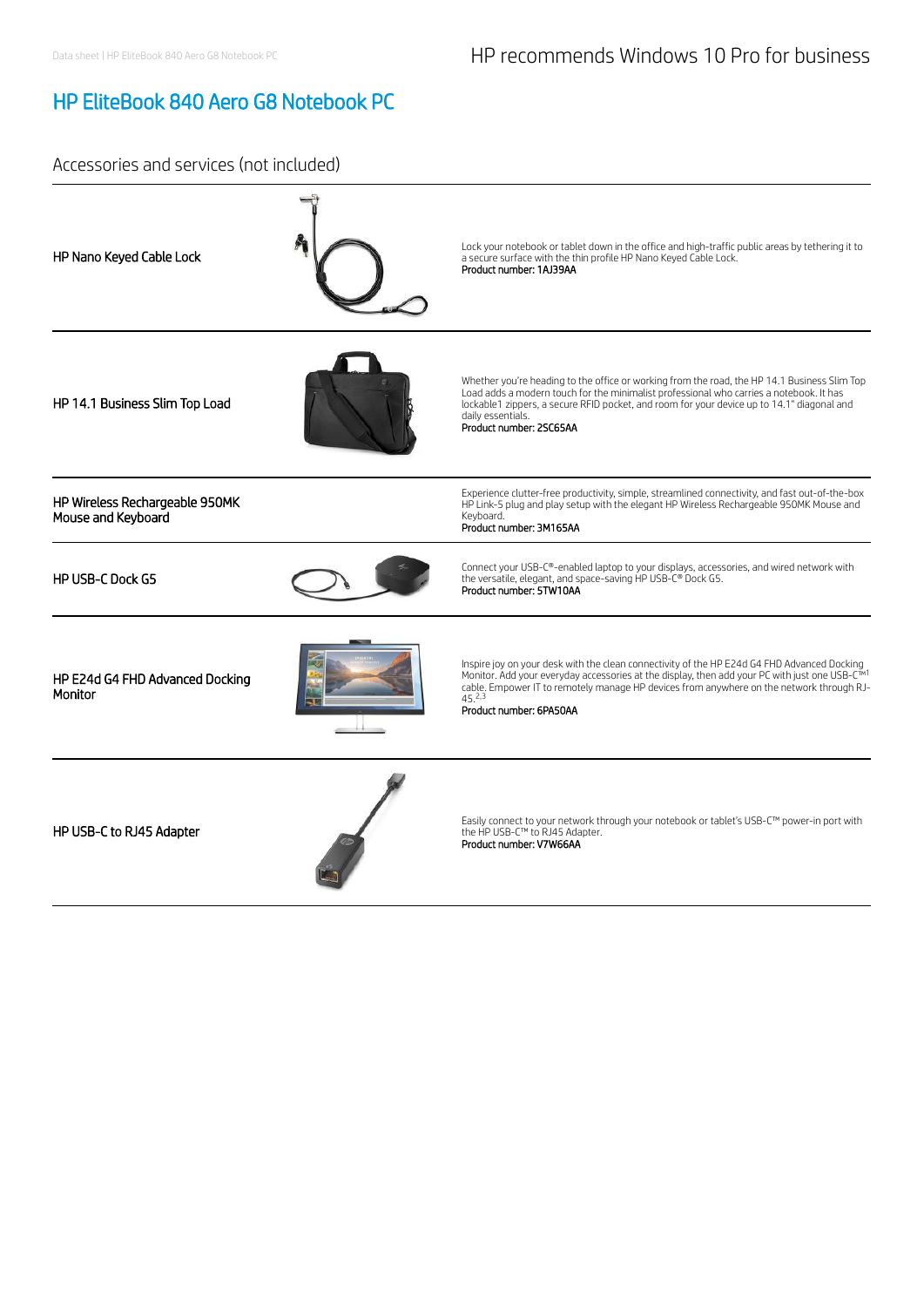HP recommends Windows 10 Pro for business

# HP EliteBook 840 Aero G8 Notebook PC

## Accessories and services (not included)

| | |
|---|---|
| **HP Nano Keyed Cable Lock** | Lock your notebook or tablet down in the office and high-traffic public areas by tethering it to a secure surface with the thin profile HP Nano Keyed Cable Lock.<br>Product number: 1AJ39AA |
| **HP 14.1 Business Slim Top Load** | Whether you're heading to the office or working from the road, the HP 14.1 Business Slim Top Load adds a modern touch for the minimalist professional who carries a notebook. It has lockable1 zippers, a secure RFID pocket, and room for your device up to 14.1" diagonal and daily essentials.<br>Product number: 2SC65AA |
| **HP Wireless Rechargeable 950MK Mouse and Keyboard** | Experience clutter-free productivity, simple, streamlined connectivity, and fast out-of-the-box HP Link-5 plug and play setup with the elegant HP Wireless Rechargeable 950MK Mouse and Keyboard.<br>Product number: 3M165AA |
| **HP USB-C Dock G5** | Connect your USB-C®-enabled laptop to your displays, accessories, and wired network with the versatile, elegant, and space-saving HP USB-C® Dock G5.<br>Product number: 5TW10AA |
| **HP E24d G4 FHD Advanced Docking Monitor** | Inspire joy on your desk with the clean connectivity of the HP E24d G4 FHD Advanced Docking Monitor. Add your everyday accessories at the display, then add your PC with just one USB-C™[1] cable. Empower IT to remotely manage HP devices from anywhere on the network through RJ-45.[2,3]<br>Product number: 6PA50AA |
| **HP USB-C to RJ45 Adapter** | Easily connect to your network through your notebook or tablet's USB-C™ power-in port with the HP USB-C™ to RJ45 Adapter.<br>Product number: V7W66AA |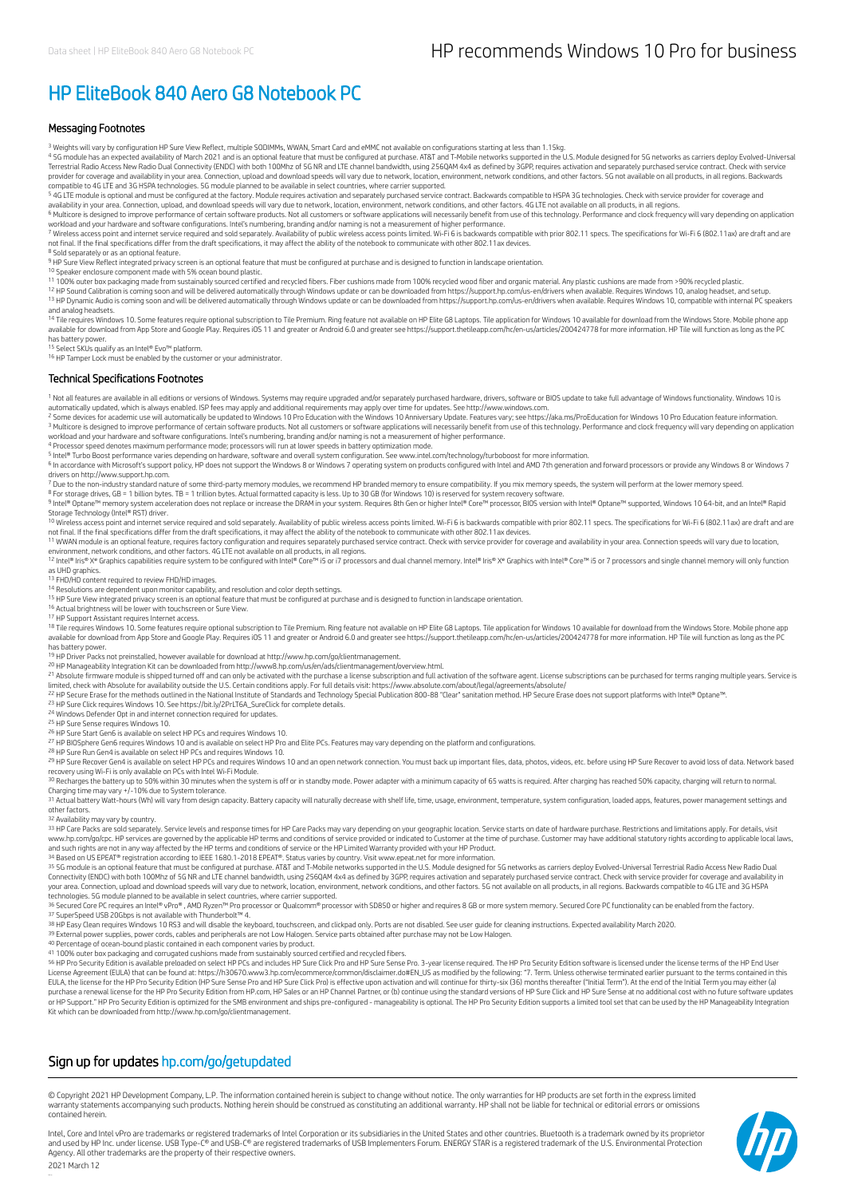# HP EliteBook 840 Aero G8 Notebook PC

## Messaging Footnotes

[3] Weights will vary by configuration HP Sure View Reflect, multiple SODIMMs, WWAN, Smart Card and eMMC not available on configurations starting at less than 1.15kg.

[4] 5G module has an expected availability of March 2021 and is an optional feature that must be configured at purchase. AT&T and T-Mobile networks supported in the U.S. Module designed for 5G networks as carriers deploy Evolved-Universal Terrestrial Radio Access New Radio Dual Connectivity (ENDC) with both 100Mhz of 5G NR and LTE channel bandwidth, using 256QAM 4x4 as defined by 3GPP, requires activation and separately purchased service contract. Check with service provider for coverage and availability in your area. Connection, upload and download speeds will vary due to network, location, environment, network conditions, and other factors. 5G not available on all products, in all regions. Backwards compatible to 4G LTE and 3G HSPA technologies. 5G module planned to be available in select countries, where carrier supported.

[5] 4G LTE module is optional and must be configured at the factory. Module requires activation and separately purchased service contract. Backwards compatible to HSPA 3G technologies. Check with service provider for coverage and availability in your area. Connection, upload, and download speeds will vary due to network, location, environment, network conditions, and other factors. 4G LTE not available on all products, in all regions.

[6] Multicore is designed to improve performance of certain software products. Not all customers or software applications will necessarily benefit from use of this technology. Performance and clock frequency will vary depending on application workload and your hardware and software configurations. Intel's numbering, branding and/or naming is not a measurement of higher performance.

[7] Wireless access point and internet service required and sold separately. Availability of public wireless access points limited. Wi-Fi 6 is backwards compatible with prior 802.11 specs. The specifications for Wi-Fi 6 (802.11ax) are draft and are not final. If the final specifications differ from the draft specifications, it may affect the ability of the notebook to communicate with other 802.11ax devices.

[8] Sold separately or as an optional feature.

[9] HP Sure View Reflect integrated privacy screen is an optional feature that must be configured at purchase and is designed to function in landscape orientation.

[10] Speaker enclosure component made with 5% ocean bound plastic.

[11] 100% outer box packaging made from sustainably sourced certified and recycled fibers. Fiber cushions made from 100% recycled wood fiber and organic material. Any plastic cushions are made from >90% recycled plastic.

[12] HP Sound Calibration is coming soon and will be delivered automatically through Windows update or can be downloaded from https://support.hp.com/us-en/drivers when available. Requires Windows 10, analog headset, and setup.

[13] HP Dynamic Audio is coming soon and will be delivered automatically through Windows update or can be downloaded from https://support.hp.com/us-en/drivers when available. Requires Windows 10, compatible with internal PC speakers and analog headsets.

[14] Tile requires Windows 10. Some features require optional subscription to Tile Premium. Ring feature not available on HP Elite G8 Laptops. Tile application for Windows 10 available for download from the Windows Store. Mobile phone app available for download from App Store and Google Play. Requires iOS 11 and greater or Android 6.0 and greater see https://support.thetileapp.com/hc/en-us/articles/200424778 for more information. HP Tile will function as long as the PC has battery power.

[15] Select SKUs qualify as an Intel® Evo™ platform.

[16] HP Tamper Lock must be enabled by the customer or your administrator.

## Technical Specifications Footnotes

[1] Not all features are available in all editions or versions of Windows. Systems may require upgraded and/or separately purchased hardware, drivers, software or BIOS update to take full advantage of Windows functionality. Windows 10 is automatically updated, which is always enabled. ISP fees may apply and additional requirements may apply over time for updates. See http://www.windows.com.

[2] Some devices for academic use will automatically be updated to Windows 10 Pro Education with the Windows 10 Anniversary Update. Features vary; see https://aka.ms/ProEducation for Windows 10 Pro Education feature information.

[3] Multicore is designed to improve performance of certain software products. Not all customers or software applications will necessarily benefit from use of this technology. Performance and clock frequency will vary depending on application workload and your hardware and software configurations. Intel's numbering, branding and/or naming is not a measurement of higher performance.

[4] Processor speed denotes maximum performance mode; processors will run at lower speeds in battery optimization mode.

[5] Intel® Turbo Boost performance varies depending on hardware, software and overall system configuration. See www.intel.com/technology/turboboost for more information.

[6] In accordance with Microsoft's support policy, HP does not support the Windows 8 or Windows 7 operating system on products configured with Intel and AMD 7th generation and forward processors or provide any Windows 8 or Windows 7 drivers on http://www.support.hp.com.

[7] Due to the non-industry standard nature of some third-party memory modules, we recommend HP branded memory to ensure compatibility. If you mix memory speeds, the system will perform at the lower memory speed.

[8] For storage drives, GB = 1 billion bytes. TB = 1 trillion bytes. Actual formatted capacity is less. Up to 30 GB (for Windows 10) is reserved for system recovery software.

[9] Intel® Optane™ memory system acceleration does not replace or increase the DRAM in your system. Requires 8th Gen or higher Intel® Core™ processor, BIOS version with Intel® Optane™ supported, Windows 10 64-bit, and an Intel® Rapid Storage Technology (Intel® RST) driver.

[10] Wireless access point and internet service required and sold separately. Availability of public wireless access points limited. Wi-Fi 6 is backwards compatible with prior 802.11 specs. The specifications for Wi-Fi 6 (802.11ax) are draft and are not final. If the final specifications differ from the draft specifications, it may affect the ability of the notebook to communicate with other 802.11ax devices.

[11] WWAN module is an optional feature, requires factory configuration and requires separately purchased service contract. Check with service provider for coverage and availability in your area. Connection speeds will vary due to location, environment, network conditions, and other factors. 4G LTE not available on all products, in all regions.

[12] Intel® Iris® X® Graphics capabilities require system to be configured with Intel® Core™ i5 or i7 processors and dual channel memory. Intel® Iris® X® Graphics with Intel® Core™ i5 or 7 processors and single channel memory will only function as UHD graphics.

[13] FHD/HD content required to review FHD/HD images.

[14] Resolutions are dependent upon monitor capability, and resolution and color depth settings.

[15] HP Sure View integrated privacy screen is an optional feature that must be configured at purchase and is designed to function in landscape orientation.

[16] Actual brightness will be lower with touchscreen or Sure View.

[17] HP Support Assistant requires Internet access.

[18] Tile requires Windows 10. Some features require optional subscription to Tile Premium. Ring feature not available on HP Elite G8 Laptops. Tile application for Windows 10 available for download from the Windows Store. Mobile phone app available for download from App Store and Google Play. Requires iOS 11 and greater or Android 6.0 and greater see https://support.thetileapp.com/hc/en-us/articles/200424778 for more information. HP Tile will function as long as the PC has battery power.

[19] HP Driver Packs not preinstalled, however available for download at http://www.hp.com/go/clientmanagement.

[20] HP Manageability Integration Kit can be downloaded from http://www8.hp.com/us/en/ads/clientmanagement/overview.html.

[21] Absolute firmware module is shipped turned off and can only be activated with the purchase a license subscription and full activation of the software agent. License subscriptions can be purchased for terms ranging multiple years. Service is limited, check with Absolute for availability outside the U.S. Certain conditions apply. For full details visit: https://www.absolute.com/about/legal/agreements/absolute/

[22] HP Secure Erase for the methods outlined in the National Institute of Standards and Technology Special Publication 800-88 "Clear" sanitation method. HP Secure Erase does not support platforms with Intel® Optane™.

[23] HP Sure Click requires Windows 10. See https://bit.ly/2PrLT6A_SureClick for complete details.

[24] Windows Defender Opt in and internet connection required for updates.

[25] HP Sure Sense requires Windows 10.

[26] HP Sure Start Gen6 is available on select HP PCs and requires Windows 10.

[27] HP BIOSphere Gen6 requires Windows 10 and is available on select HP Pro and Elite PCs. Features may vary depending on the platform and configurations.

[28] HP Sure Run Gen4 is available on select HP PCs and requires Windows 10.

[29] HP Sure Recover Gen4 is available on select HP PCs and requires Windows 10 and an open network connection. You must back up important files, data, photos, videos, etc. before using HP Sure Recover to avoid loss of data. Network based recovery using Wi-Fi is only available on PCs with Intel Wi-Fi Module.

[30] Recharges the battery up to 50% within 30 minutes when the system is off or in standby mode. Power adapter with a minimum capacity of 65 watts is required. After charging has reached 50% capacity, charging will return to normal. Charging time may vary +/-10% due to System tolerance.

[31] Actual battery Watt-hours (Wh) will vary from design capacity. Battery capacity will naturally decrease with shelf life, time, usage, environment, temperature, system configuration, loaded apps, features, power management settings and other factors.

[32] Availability may vary by country.

[33] HP Care Packs are sold separately. Service levels and response times for HP Care Packs may vary depending on your geographic location. Service starts on date of hardware purchase. Restrictions and limitations apply. For details, visit www.hp.com/go/cpc. HP services are governed by the applicable HP terms and conditions of service provided or indicated to Customer at the time of purchase. Customer may have additional statutory rights according to applicable local laws, and such rights are not in any way affected by the HP terms and conditions of service or the HP Limited Warranty provided with your HP Product.

[34] Based on US EPEAT® registration according to IEEE 1680.1-2018 EPEAT®. Status varies by country. Visit www.epeat.net for more information.

[35] 5G module is an optional feature that must be configured at purchase. AT&T and T-Mobile networks supported in the U.S. Module designed for 5G networks as carriers deploy Evolved-Universal Terrestrial Radio Access New Radio Dual Connectivity (ENDC) with both 100Mhz of 5G NR and LTE channel bandwidth, using 256QAM 4x4 as defined by 3GPP, requires activation and separately purchased service contract. Check with service provider for coverage and availability in your area. Connection, upload and download speeds will vary due to network, location, environment, network conditions, and other factors. 5G not available on all products, in all regions. Backwards compatible to 4G LTE and 3G HSPA technologies. 5G module planned to be available in select countries, where carrier supported.

[36] Secured Core PC requires an Intel® vPro®, AMD Ryzen™ Pro processor or Qualcomm® processor with SD850 or higher and requires 8 GB or more system memory. Secured Core PC functionality can be enabled from the factory.

[37] SuperSpeed USB 20Gbps is not available with Thunderbolt™ 4.

[38] HP Easy Clean requires Windows 10 RS3 and will disable the keyboard, touchscreen, and clickpad only. Ports are not disabled. See user guide for cleaning instructions. Expected availability March 2020.

[39] External power supplies, power cords, cables and peripherals are not Low Halogen. Service parts obtained after purchase may not be Low Halogen.

[40] Percentage of ocean-bound plastic contained in each component varies by product.

[41] 100% outer box packaging and corrugated cushions made from sustainably sourced certified and recycled fibers.

[56] HP Pro Security Edition is available preloaded on select HP PCs and includes HP Sure Click Pro and HP Sure Sense Pro. 3-year license required. The HP Pro Security Edition software is licensed under the license terms of the HP End User License Agreement (EULA) that can be found at: https://h30670.www3.hp.com/ecommerce/common/disclaimer.do#EN_US as modified by the following: "7. Term. Unless otherwise terminated earlier pursuant to the terms contained in this EULA, the license for the HP Pro Security Edition (HP Sure Sense Pro and HP Sure Click Pro) is effective upon activation and will continue for thirty-six (36) months thereafter ("Initial Term"). At the end of the Initial Term you may either (a) purchase a renewal license for the HP Pro Security Edition from HP.com, HP Sales or an HP Channel Partner, or (b) continue using the standard versions of HP Sure Click and HP Sure Sense at no additional cost with no future software updates or HP Support." HP Pro Security Edition is optimized for the SMB environment and ships pre-configured - manageability is optional. The HP Pro Security Edition supports a limited tool set that can be used by the HP Manageability Integration Kit which can be downloaded from http://www.hp.com/go/clientmanagement.

## Sign up for updates hp.com/go/getupdated

© Copyright 2021 HP Development Company, L.P. The information contained herein is subject to change without notice. The only warranties for HP products are set forth in the express limited warranty statements accompanying such products. Nothing herein should be construed as constituting an additional warranty. HP shall not be liable for technical or editorial errors or omissions contained herein.

Intel, Core and Intel vPro are trademarks or registered trademarks of Intel Corporation or its subsidiaries in the United States and other countries. Bluetooth is a trademark owned by its proprietor and used by HP Inc. under license. USB Type-C® and USB-C® are registered trademarks of USB Implementers Forum. ENERGY STAR is a registered trademark of the U.S. Environmental Protection Agency. All other trademarks are the property of their respective owners.

2021 March 12